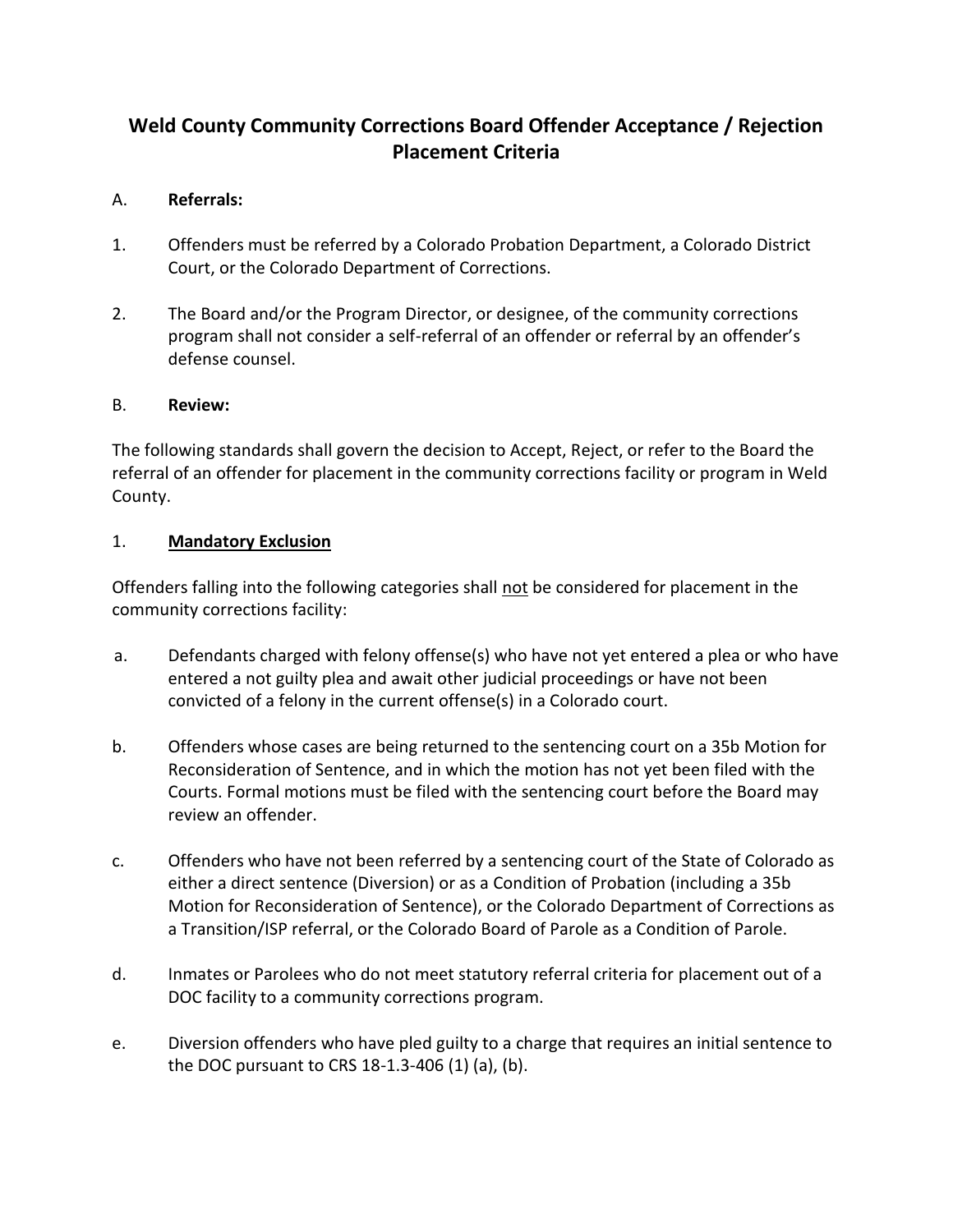# Weld County Community Corrections Board Offender Acceptance / Rejection Placement Criteria

A. **Referrals:**

1. Offenders must be referred by a Colorado Probation Department, a Colorado District Court, or the Colorado Department of Corrections.

2. The Board and/or the Program Director, or designee, of the community corrections program shall not consider a self-referral of an offender or referral by an offender's defense counsel.

B. **Review:**

The following standards shall govern the decision to Accept, Reject, or refer to the Board the referral of an offender for placement in the community corrections facility or program in Weld County.

1. **<u>Mandatory Exclusion</u>**

Offenders falling into the following categories shall <u>not</u> be considered for placement in the community corrections facility:

a. Defendants charged with felony offense(s) who have not yet entered a plea or who have entered a not guilty plea and await other judicial proceedings or have not been convicted of a felony in the current offense(s) in a Colorado court.

b. Offenders whose cases are being returned to the sentencing court on a 35b Motion for Reconsideration of Sentence, and in which the motion has not yet been filed with the Courts. Formal motions must be filed with the sentencing court before the Board may review an offender.

c. Offenders who have not been referred by a sentencing court of the State of Colorado as either a direct sentence (Diversion) or as a Condition of Probation (including a 35b Motion for Reconsideration of Sentence), or the Colorado Department of Corrections as a Transition/ISP referral, or the Colorado Board of Parole as a Condition of Parole.

d. Inmates or Parolees who do not meet statutory referral criteria for placement out of a DOC facility to a community corrections program.

e. Diversion offenders who have pled guilty to a charge that requires an initial sentence to the DOC pursuant to CRS 18-1.3-406 (1) (a), (b).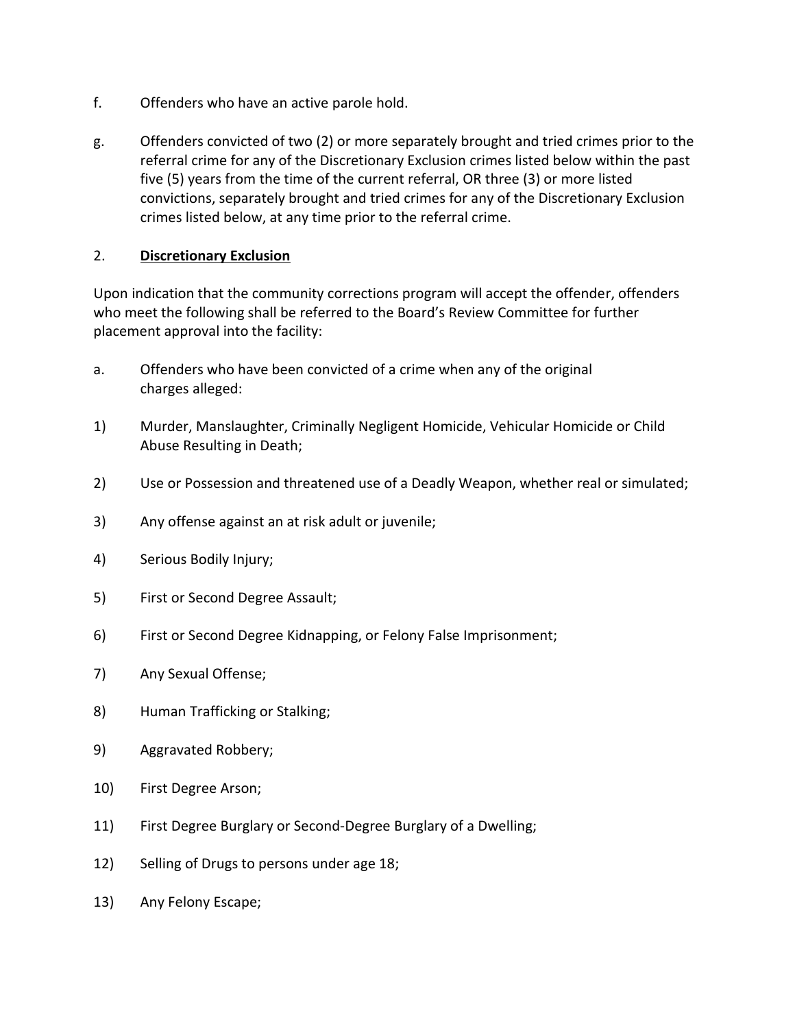f. Offenders who have an active parole hold.

g. Offenders convicted of two (2) or more separately brought and tried crimes prior to the referral crime for any of the Discretionary Exclusion crimes listed below within the past five (5) years from the time of the current referral, OR three (3) or more listed convictions, separately brought and tried crimes for any of the Discretionary Exclusion crimes listed below, at any time prior to the referral crime.

2. **<u>Discretionary Exclusion</u>**

Upon indication that the community corrections program will accept the offender, offenders who meet the following shall be referred to the Board's Review Committee for further placement approval into the facility:

a. Offenders who have been convicted of a crime when any of the original charges alleged:

1) Murder, Manslaughter, Criminally Negligent Homicide, Vehicular Homicide or Child Abuse Resulting in Death;

2) Use or Possession and threatened use of a Deadly Weapon, whether real or simulated;

3) Any offense against an at risk adult or juvenile;

4) Serious Bodily Injury;

5) First or Second Degree Assault;

6) First or Second Degree Kidnapping, or Felony False Imprisonment;

7) Any Sexual Offense;

8) Human Trafficking or Stalking;

9) Aggravated Robbery;

10) First Degree Arson;

11) First Degree Burglary or Second-Degree Burglary of a Dwelling;

12) Selling of Drugs to persons under age 18;

13) Any Felony Escape;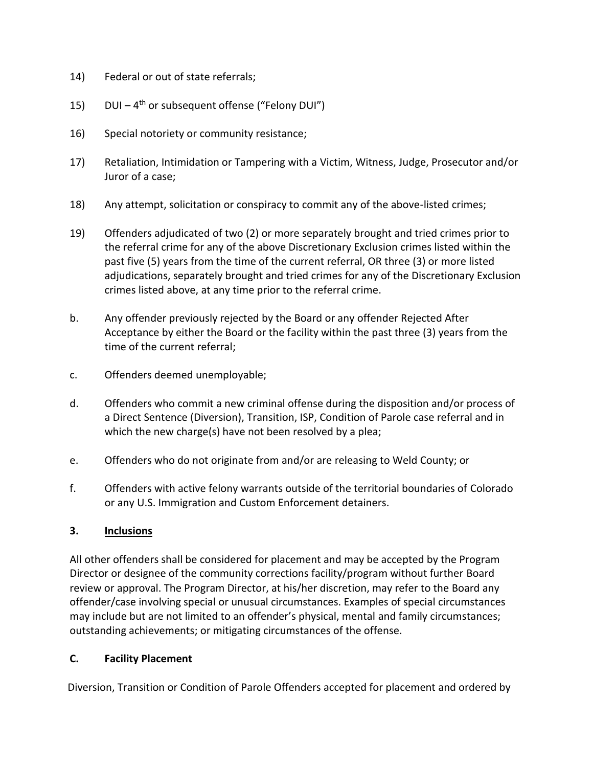14) Federal or out of state referrals;

15) DUI – 4th or subsequent offense ("Felony DUI")

16) Special notoriety or community resistance;

17) Retaliation, Intimidation or Tampering with a Victim, Witness, Judge, Prosecutor and/or Juror of a case;

18) Any attempt, solicitation or conspiracy to commit any of the above-listed crimes;

19) Offenders adjudicated of two (2) or more separately brought and tried crimes prior to the referral crime for any of the above Discretionary Exclusion crimes listed within the past five (5) years from the time of the current referral, OR three (3) or more listed adjudications, separately brought and tried crimes for any of the Discretionary Exclusion crimes listed above, at any time prior to the referral crime.

b. Any offender previously rejected by the Board or any offender Rejected After Acceptance by either the Board or the facility within the past three (3) years from the time of the current referral;

c. Offenders deemed unemployable;

d. Offenders who commit a new criminal offense during the disposition and/or process of a Direct Sentence (Diversion), Transition, ISP, Condition of Parole case referral and in which the new charge(s) have not been resolved by a plea;

e. Offenders who do not originate from and/or are releasing to Weld County; or

f. Offenders with active felony warrants outside of the territorial boundaries of Colorado or any U.S. Immigration and Custom Enforcement detainers.

**3. <u>Inclusions</u>**

All other offenders shall be considered for placement and may be accepted by the Program Director or designee of the community corrections facility/program without further Board review or approval. The Program Director, at his/her discretion, may refer to the Board any offender/case involving special or unusual circumstances. Examples of special circumstances may include but are not limited to an offender's physical, mental and family circumstances; outstanding achievements; or mitigating circumstances of the offense.

**C. Facility Placement**

Diversion, Transition or Condition of Parole Offenders accepted for placement and ordered by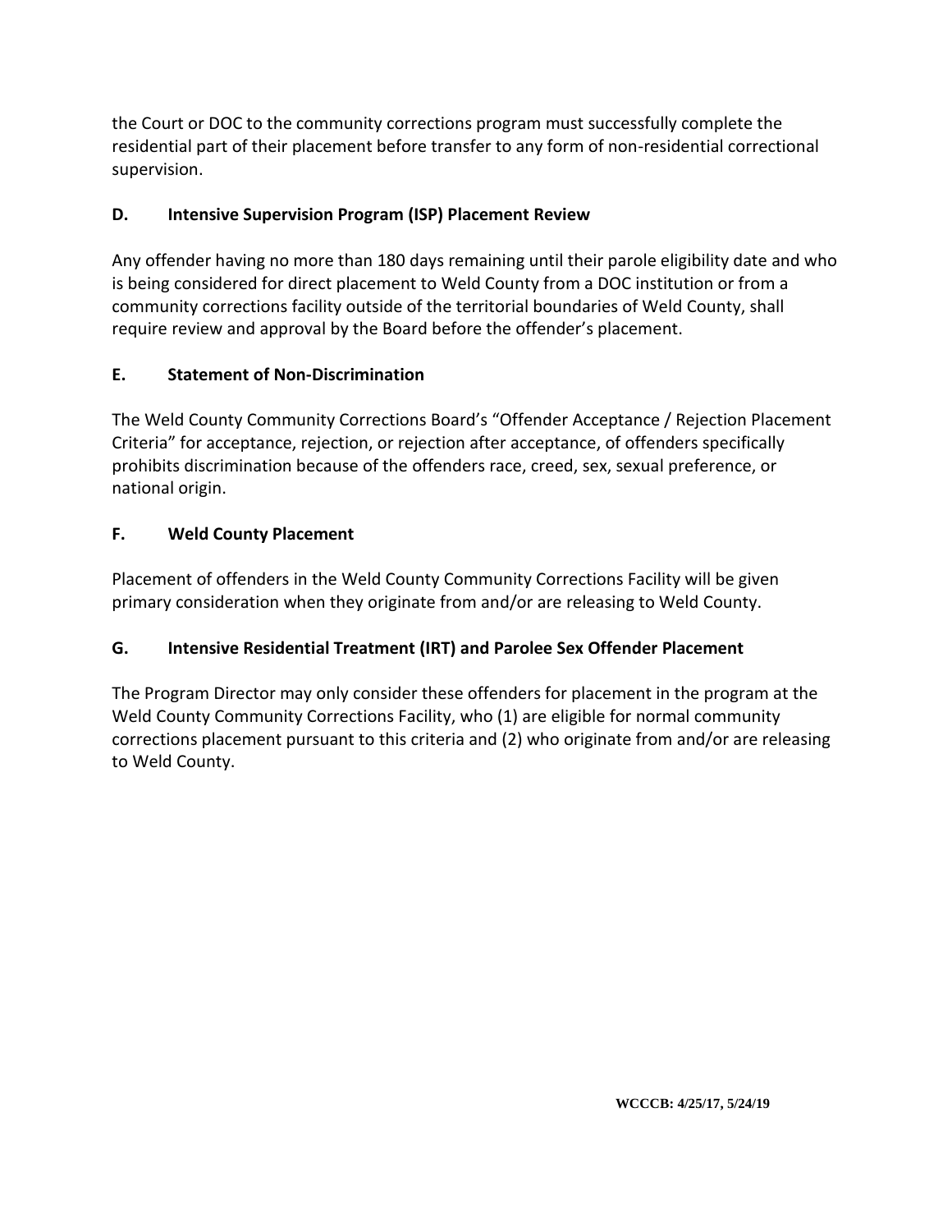the Court or DOC to the community corrections program must successfully complete the residential part of their placement before transfer to any form of non-residential correctional supervision.

### D. Intensive Supervision Program (ISP) Placement Review

Any offender having no more than 180 days remaining until their parole eligibility date and who is being considered for direct placement to Weld County from a DOC institution or from a community corrections facility outside of the territorial boundaries of Weld County, shall require review and approval by the Board before the offender's placement.

### E. Statement of Non-Discrimination

The Weld County Community Corrections Board's "Offender Acceptance / Rejection Placement Criteria" for acceptance, rejection, or rejection after acceptance, of offenders specifically prohibits discrimination because of the offenders race, creed, sex, sexual preference, or national origin.

### F. Weld County Placement

Placement of offenders in the Weld County Community Corrections Facility will be given primary consideration when they originate from and/or are releasing to Weld County.

### G. Intensive Residential Treatment (IRT) and Parolee Sex Offender Placement

The Program Director may only consider these offenders for placement in the program at the Weld County Community Corrections Facility, who (1) are eligible for normal community corrections placement pursuant to this criteria and (2) who originate from and/or are releasing to Weld County.

**WCCCB: 4/25/17, 5/24/19**